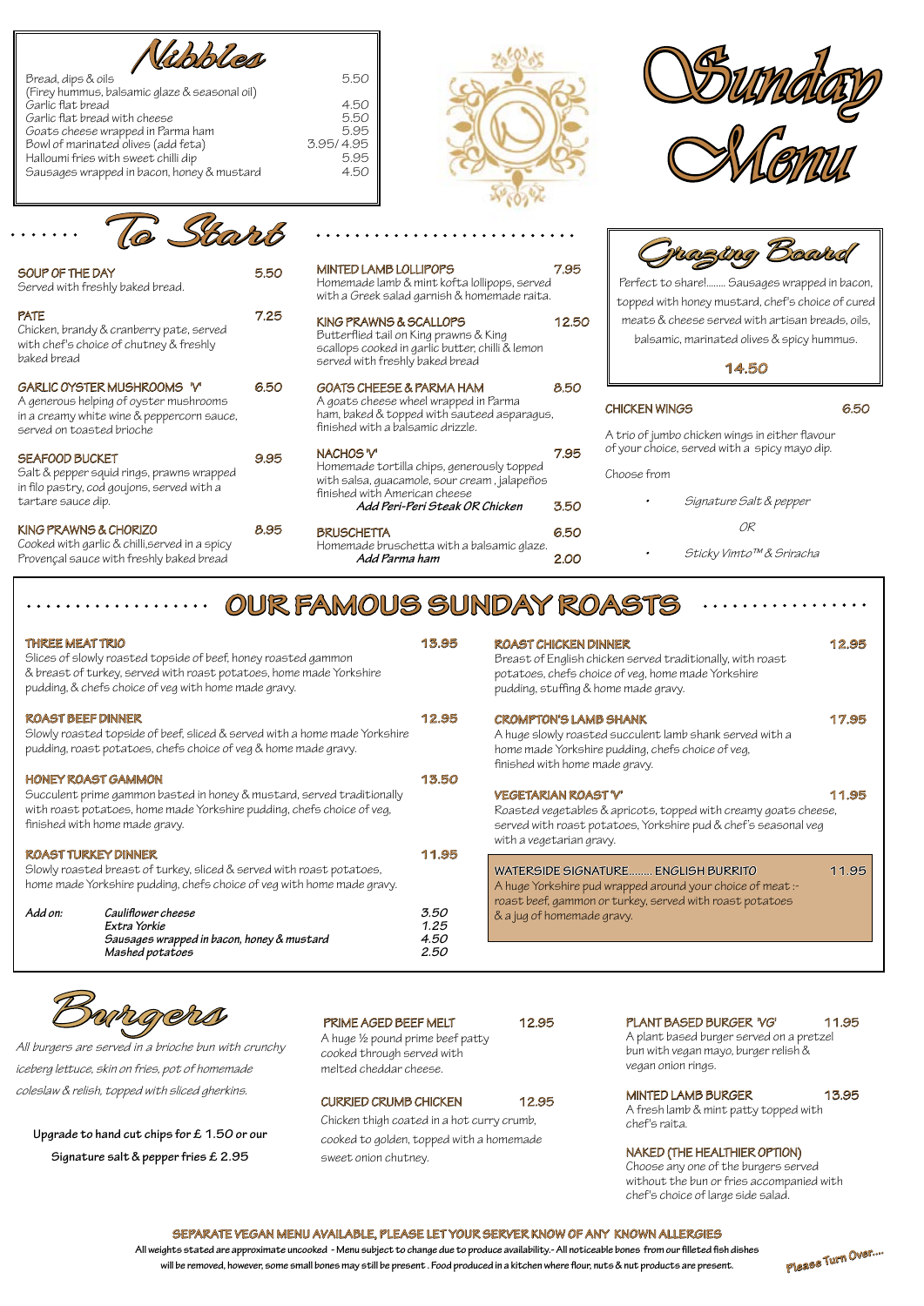# Sunday Menu

## Nibbles

| Item | Price |
|---|---|
| Bread, dips & oils (Firey hummus, balsamic glaze & seasonal oil) | 5.50 |
| Garlic flat bread | 4.50 |
| Garlic flat bread with cheese | 5.50 |
| Goats cheese wrapped in Parma ham | 5.95 |
| Bowl of marinated olives (add feta) | 3.95/4.95 |
| Halloumi fries with sweet chilli dip | 5.95 |
| Sausages wrapped in bacon, honey & mustard | 4.50 |

## To Start

**SOUP OF THE DAY** 5.50
Served with freshly baked bread.

**PATE** 7.25
Chicken, brandy & cranberry pate, served with chef's choice of chutney & freshly baked bread

**GARLIC OYSTER MUSHROOMS 'V'** 6.50
A generous helping of oyster mushrooms in a creamy white wine & peppercorn sauce, served on toasted brioche

**SEAFOOD BUCKET** 9.95
Salt & pepper squid rings, prawns wrapped in filo pastry, cod goujons, served with a tartare sauce dip.

**KING PRAWNS & CHORIZO** 8.95
Cooked with garlic & chilli, served in a spicy Provençal sauce with freshly baked bread

**MINTED LAMB LOLLIPOPS** 7.95
Homemade lamb & mint kofta lollipops, served with a Greek salad garnish & homemade raita.

**KING PRAWNS & SCALLOPS** 12.50
Butterflied tail on King prawns & King scallops cooked in garlic butter, chilli & lemon served with freshly baked bread

**GOATS CHEESE & PARMA HAM** 8.50
A goats cheese wheel wrapped in Parma ham, baked & topped with sauteed asparagus, finished with a balsamic drizzle.

**NACHOS 'V'** 7.95
Homemade tortilla chips, generously topped with salsa, guacamole, sour cream, jalapeños finished with American cheese
*Add Peri-Peri Steak OR Chicken* 3.50

**BRUSCHETTA** 6.50
Homemade bruschetta with a balsamic glaze.
*Add Parma ham* 2.00

## Grazing Board

Perfect to share!........ Sausages wrapped in bacon, topped with honey mustard, chef's choice of cured meats & cheese served with artisan breads, oils, balsamic, marinated olives & spicy hummus.

**14.50**

**CHICKEN WINGS** 6.50
A trio of jumbo chicken wings in either flavour of your choice, served with a spicy mayo dip.

Choose from

- *Signature Salt & pepper*

*OR*

- *Sticky Vimto™ & Sriracha*

## OUR FAMOUS SUNDAY ROASTS

**THREE MEAT TRIO** 13.95
Slices of slowly roasted topside of beef, honey roasted gammon & breast of turkey, served with roast potatoes, home made Yorkshire pudding, & chefs choice of veg with home made gravy.

**ROAST BEEF DINNER** 12.95
Slowly roasted topside of beef, sliced & served with a home made Yorkshire pudding, roast potatoes, chefs choice of veg & home made gravy.

**HONEY ROAST GAMMON** 13.50
Succulent prime gammon basted in honey & mustard, served traditionally with roast potatoes, home made Yorkshire pudding, chefs choice of veg, finished with home made gravy.

**ROAST TURKEY DINNER** 11.95
Slowly roasted breast of turkey, sliced & served with roast potatoes, home made Yorkshire pudding, chefs choice of veg with home made gravy.

*Add on:*

| | |
|---|---|
| *Cauliflower cheese* | *3.50* |
| *Extra Yorkie* | *1.25* |
| *Sausages wrapped in bacon, honey & mustard* | *4.50* |
| *Mashed potatoes* | *2.50* |

**ROAST CHICKEN DINNER** 12.95
Breast of English chicken served traditionally, with roast potatoes, chefs choice of veg, home made Yorkshire pudding, stuffing & home made gravy.

**CROMPTON'S LAMB SHANK** 17.95
A huge slowly roasted succulent lamb shank served with a home made Yorkshire pudding, chefs choice of veg, finished with home made gravy.

**VEGETARIAN ROAST 'V'** 11.95
Roasted vegetables & apricots, topped with creamy goats cheese, served with roast potatoes, Yorkshire pud & chef's seasonal veg with a vegetarian gravy.

**WATERSIDE SIGNATURE......... ENGLISH BURRITO** 11.95
A huge Yorkshire pud wrapped around your choice of meat :- roast beef, gammon or turkey, served with roast potatoes & a jug of homemade gravy.

## Burgers

*All burgers are served in a brioche bun with crunchy iceberg lettuce, skin on fries, pot of homemade coleslaw & relish, topped with sliced gherkins.*

**Upgrade to hand cut chips for £ 1.50 or our Signature salt & pepper fries £ 2.95**

**PRIME AGED BEEF MELT** 12.95
A huge ½ pound prime beef patty cooked through served with melted cheddar cheese.

**CURRIED CRUMB CHICKEN** 12.95
Chicken thigh coated in a hot curry crumb, cooked to golden, topped with a homemade sweet onion chutney.

**PLANT BASED BURGER 'VG'** 11.95
A plant based burger served on a pretzel bun with vegan mayo, burger relish & vegan onion rings.

**MINTED LAMB BURGER** 13.95
A fresh lamb & mint patty topped with chef's raita.

**NAKED (THE HEALTHIER OPTION)**
Choose any one of the burgers served without the bun or fries accompanied with chef's choice of large side salad.

**SEPARATE VEGAN MENU AVAILABLE, PLEASE LET YOUR SERVER KNOW OF ANY KNOWN ALLERGIES**

**All weights stated are approximate uncooked - Menu subject to change due to produce availability.- All noticeable bones from our filleted fish dishes will be removed, however, some small bones may still be present. Food produced in a kitchen where flour, nuts & nut products are present.**

*Please Turn Over....*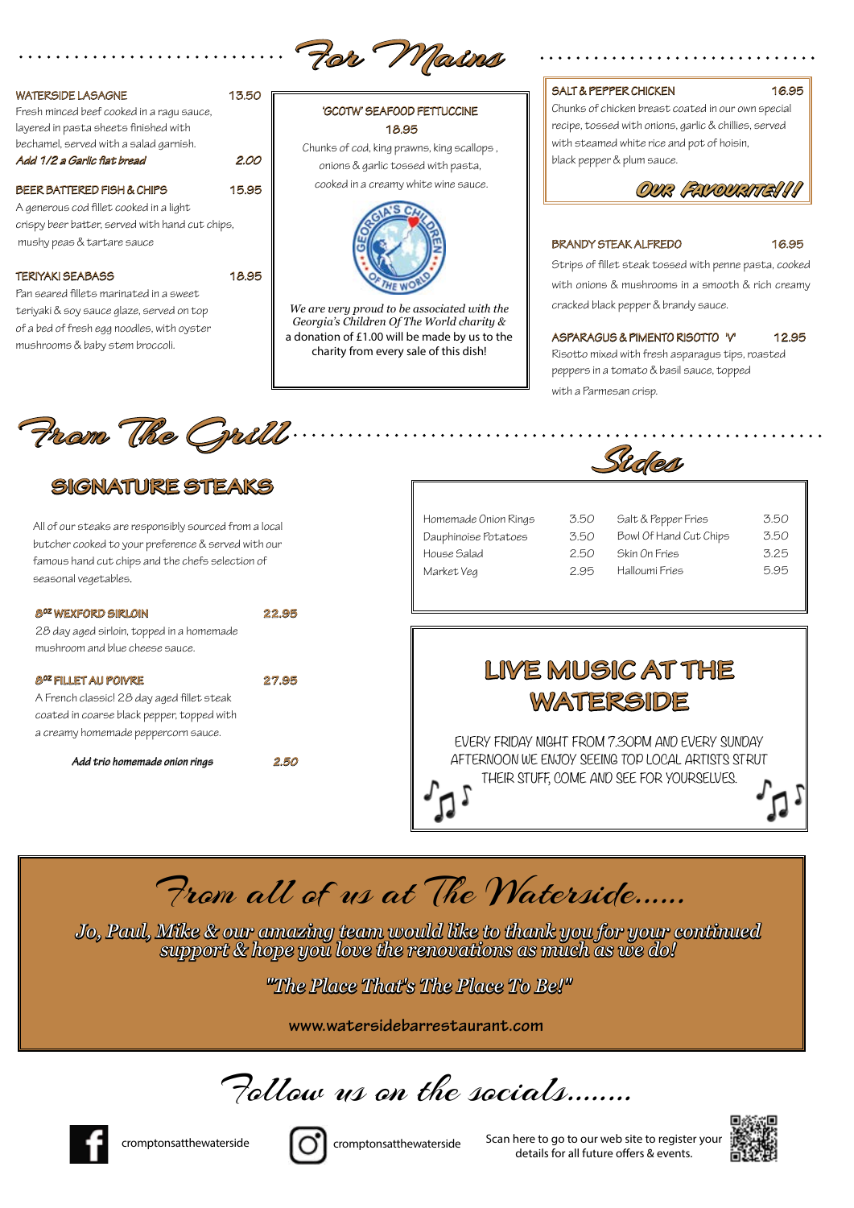# For Mains

**WATERSIDE LASAGNE** 13.50
Fresh minced beef cooked in a ragu sauce, layered in pasta sheets finished with bechamel, served with a salad garnish.
*Add 1/2 a Garlic flat bread* 2.00

**BEER BATTERED FISH & CHIPS** 15.95
A generous cod fillet cooked in a light crispy beer batter, served with hand cut chips, mushy peas & tartare sauce

**TERIYAKI SEABASS** 18.95
Pan seared fillets marinated in a sweet teriyaki & soy sauce glaze, served on top of a bed of fresh egg noodles, with oyster mushrooms & baby stem broccoli.

**'GCOTW' SEAFOOD FETTUCCINE**
18.95
Chunks of cod, king prawns, king scallops , onions & garlic tossed with pasta, cooked in a creamy white wine sauce.

*We are very proud to be associated with the Georgia's Children Of The World charity &* a donation of £1.00 will be made by us to the charity from every sale of this dish!

**SALT & PEPPER CHICKEN** 16.95
Chunks of chicken breast coated in our own special recipe, tossed with onions, garlic & chillies, served with steamed white rice and pot of hoisin, black pepper & plum sauce.
**OUR FAVOURITE!!!**

**BRANDY STEAK ALFREDO** 16.95
Strips of fillet steak tossed with penne pasta, cooked with onions & mushrooms in a smooth & rich creamy cracked black pepper & brandy sauce.

**ASPARAGUS & PIMENTO RISOTTO 'V'** 12.95
Risotto mixed with fresh asparagus tips, roasted peppers in a tomato & basil sauce, topped with a Parmesan crisp.

# From The Grill

## SIGNATURE STEAKS

All of our steaks are responsibly sourced from a local butcher cooked to your preference & served with our famous hand cut chips and the chefs selection of seasonal vegetables.

**8oz WEXFORD SIRLOIN** 22.95
28 day aged sirloin, topped in a homemade mushroom and blue cheese sauce.

**8oz FILLET AU POIVRE** 27.95
A French classic! 28 day aged fillet steak coated in coarse black pepper, topped with a creamy homemade peppercorn sauce.

*Add trio homemade onion rings* 2.50

# Sides

| | | | |
|---|---|---|---|
| Homemade Onion Rings | 3.50 | Salt & Pepper Fries | 3.50 |
| Dauphinoise Potatoes | 3.50 | Bowl Of Hand Cut Chips | 3.50 |
| House Salad | 2.50 | Skin On Fries | 3.25 |
| Market Veg | 2.95 | Halloumi Fries | 5.95 |

## LIVE MUSIC AT THE WATERSIDE

EVERY FRIDAY NIGHT FROM 7.30PM AND EVERY SUNDAY AFTERNOON WE ENJOY SEEING TOP LOCAL ARTISTS STRUT THEIR STUFF, COME AND SEE FOR YOURSELVES.

# From all of us at The Waterside......

*Jo, Paul, Mike & our amazing team would like to thank you for your continued support & hope you love the renovations as much as we do!*

*"The Place That's The Place To Be!"*

**www.watersidebarrestaurant.com**

# Follow us on the socials........

cromptonsatthewaterside

cromptonsatthewaterside

Scan here to go to our web site to register your details for all future offers & events.